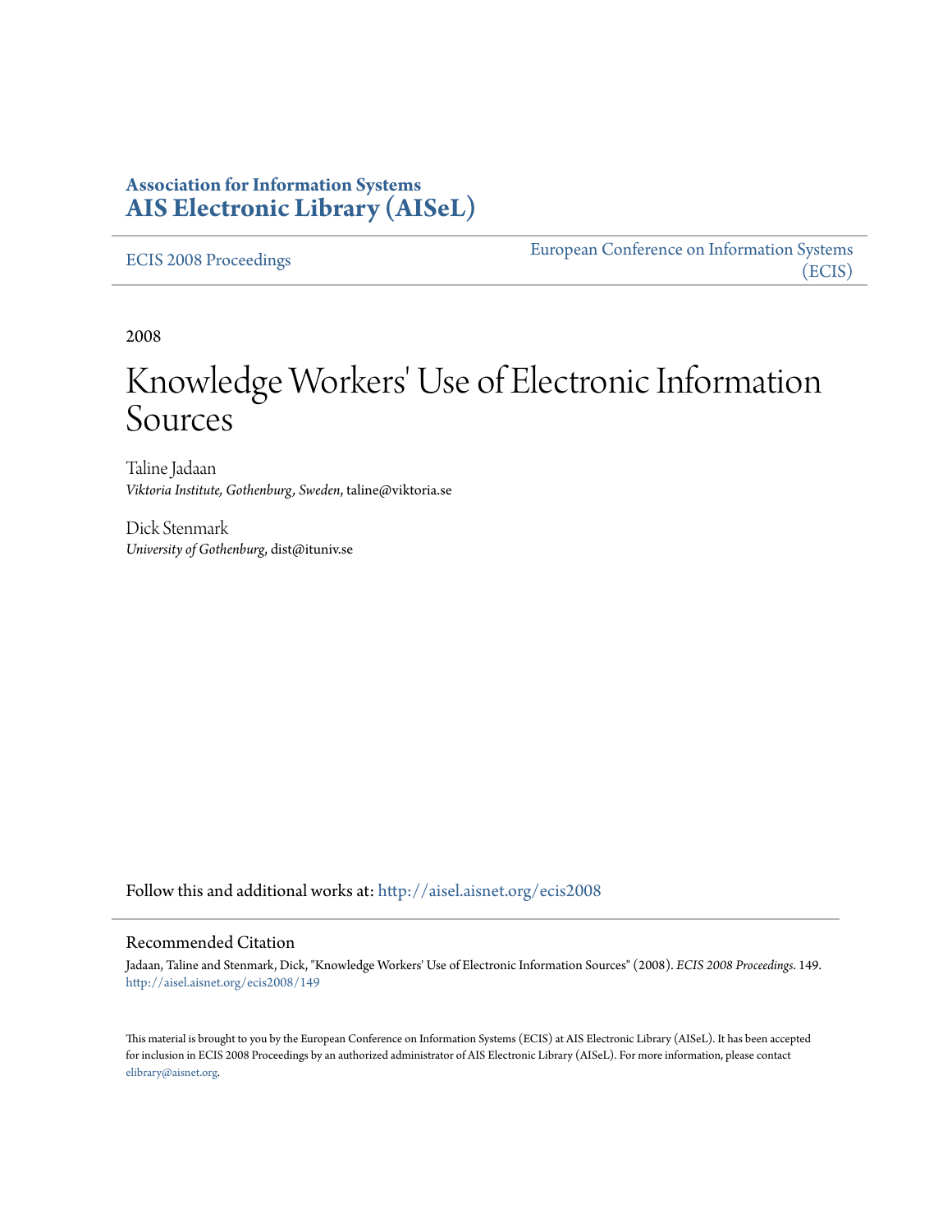# Association for Information Systems
# AIS Electronic Library (AISeL)

ECIS 2008 Proceedings

European Conference on Information Systems (ECIS)

2008

# Knowledge Workers' Use of Electronic Information Sources

Taline Jadaan
*Viktoria Institute, Gothenburg, Sweden*, taline@viktoria.se

Dick Stenmark
*University of Gothenburg*, dist@ituniv.se

Follow this and additional works at: http://aisel.aisnet.org/ecis2008

## Recommended Citation

Jadaan, Taline and Stenmark, Dick, "Knowledge Workers' Use of Electronic Information Sources" (2008). *ECIS 2008 Proceedings*. 149.
http://aisel.aisnet.org/ecis2008/149

This material is brought to you by the European Conference on Information Systems (ECIS) at AIS Electronic Library (AISeL). It has been accepted for inclusion in ECIS 2008 Proceedings by an authorized administrator of AIS Electronic Library (AISeL). For more information, please contact elibrary@aisnet.org.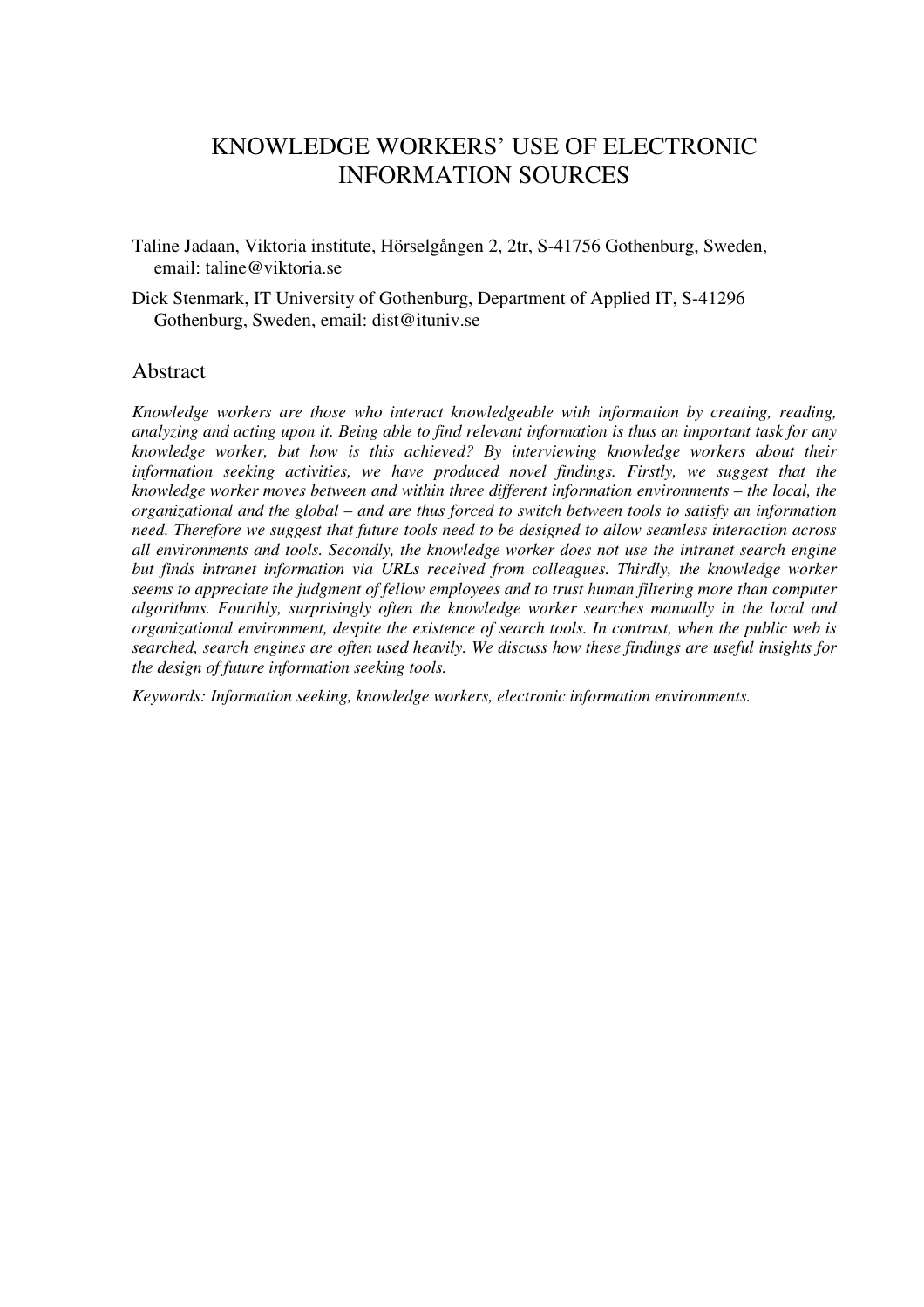# KNOWLEDGE WORKERS' USE OF ELECTRONIC INFORMATION SOURCES

Taline Jadaan, Viktoria institute, Hörselgången 2, 2tr, S-41756 Gothenburg, Sweden, email: taline@viktoria.se

Dick Stenmark, IT University of Gothenburg, Department of Applied IT, S-41296 Gothenburg, Sweden, email: dist@ituniv.se

## Abstract

*Knowledge workers are those who interact knowledgeable with information by creating, reading, analyzing and acting upon it. Being able to find relevant information is thus an important task for any knowledge worker, but how is this achieved? By interviewing knowledge workers about their information seeking activities, we have produced novel findings. Firstly, we suggest that the knowledge worker moves between and within three different information environments – the local, the organizational and the global – and are thus forced to switch between tools to satisfy an information need. Therefore we suggest that future tools need to be designed to allow seamless interaction across all environments and tools. Secondly, the knowledge worker does not use the intranet search engine but finds intranet information via URLs received from colleagues. Thirdly, the knowledge worker seems to appreciate the judgment of fellow employees and to trust human filtering more than computer algorithms. Fourthly, surprisingly often the knowledge worker searches manually in the local and organizational environment, despite the existence of search tools. In contrast, when the public web is searched, search engines are often used heavily. We discuss how these findings are useful insights for the design of future information seeking tools.*

*Keywords: Information seeking, knowledge workers, electronic information environments.*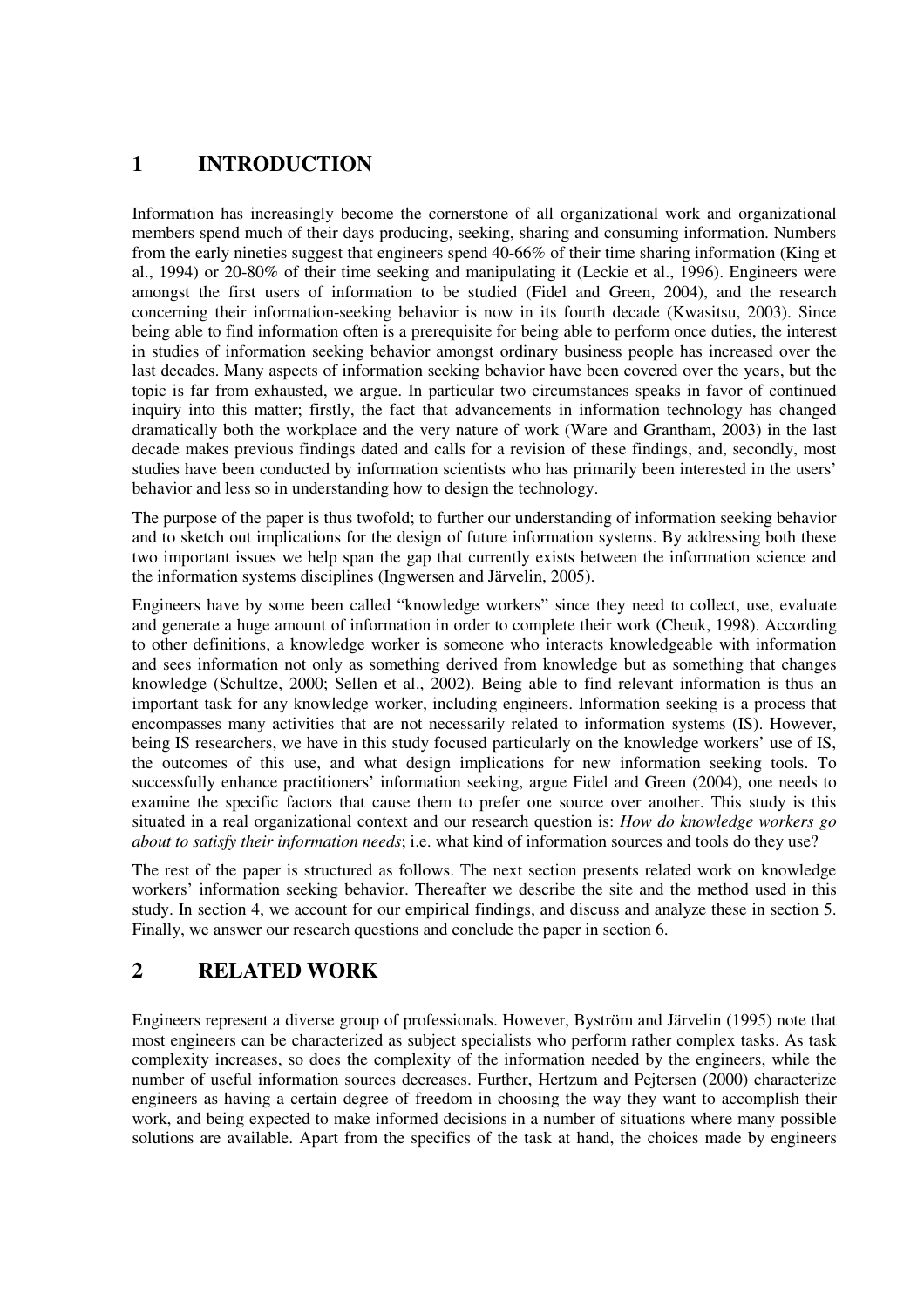# 1 INTRODUCTION

Information has increasingly become the cornerstone of all organizational work and organizational members spend much of their days producing, seeking, sharing and consuming information. Numbers from the early nineties suggest that engineers spend 40-66% of their time sharing information (King et al., 1994) or 20-80% of their time seeking and manipulating it (Leckie et al., 1996). Engineers were amongst the first users of information to be studied (Fidel and Green, 2004), and the research concerning their information-seeking behavior is now in its fourth decade (Kwasitsu, 2003). Since being able to find information often is a prerequisite for being able to perform once duties, the interest in studies of information seeking behavior amongst ordinary business people has increased over the last decades. Many aspects of information seeking behavior have been covered over the years, but the topic is far from exhausted, we argue. In particular two circumstances speaks in favor of continued inquiry into this matter; firstly, the fact that advancements in information technology has changed dramatically both the workplace and the very nature of work (Ware and Grantham, 2003) in the last decade makes previous findings dated and calls for a revision of these findings, and, secondly, most studies have been conducted by information scientists who have primarily been interested in the users' behavior and less so in understanding how to design the technology.

The purpose of the paper is thus twofold; to further our understanding of information seeking behavior and to sketch out implications for the design of future information systems. By addressing both these two important issues we help span the gap that currently exists between the information science and the information systems disciplines (Ingwersen and Järvelin, 2005).

Engineers have by some been called "knowledge workers" since they need to collect, use, evaluate and generate a huge amount of information in order to complete their work (Cheuk, 1998). According to other definitions, a knowledge worker is someone who interacts knowledgeable with information and sees information not only as something derived from knowledge but as something that changes knowledge (Schultze, 2000; Sellen et al., 2002). Being able to find relevant information is thus an important task for any knowledge worker, including engineers. Information seeking is a process that encompasses many activities that are not necessarily related to information systems (IS). However, being IS researchers, we have in this study focused particularly on the knowledge workers' use of IS, the outcomes of this use, and what design implications for new information seeking tools. To successfully enhance practitioners' information seeking, argue Fidel and Green (2004), one needs to examine the specific factors that cause them to prefer one source over another. This study is this situated in a real organizational context and our research question is: *How do knowledge workers go about to satisfy their information needs*; i.e. what kind of information sources and tools do they use?

The rest of the paper is structured as follows. The next section presents related work on knowledge workers' information seeking behavior. Thereafter we describe the site and the method used in this study. In section 4, we account for our empirical findings, and discuss and analyze these in section 5. Finally, we answer our research questions and conclude the paper in section 6.

# 2 RELATED WORK

Engineers represent a diverse group of professionals. However, Byström and Järvelin (1995) note that most engineers can be characterized as subject specialists who perform rather complex tasks. As task complexity increases, so does the complexity of the information needed by the engineers, while the number of useful information sources decreases. Further, Hertzum and Pejtersen (2000) characterize engineers as having a certain degree of freedom in choosing the way they want to accomplish their work, and being expected to make informed decisions in a number of situations where many possible solutions are available. Apart from the specifics of the task at hand, the choices made by engineers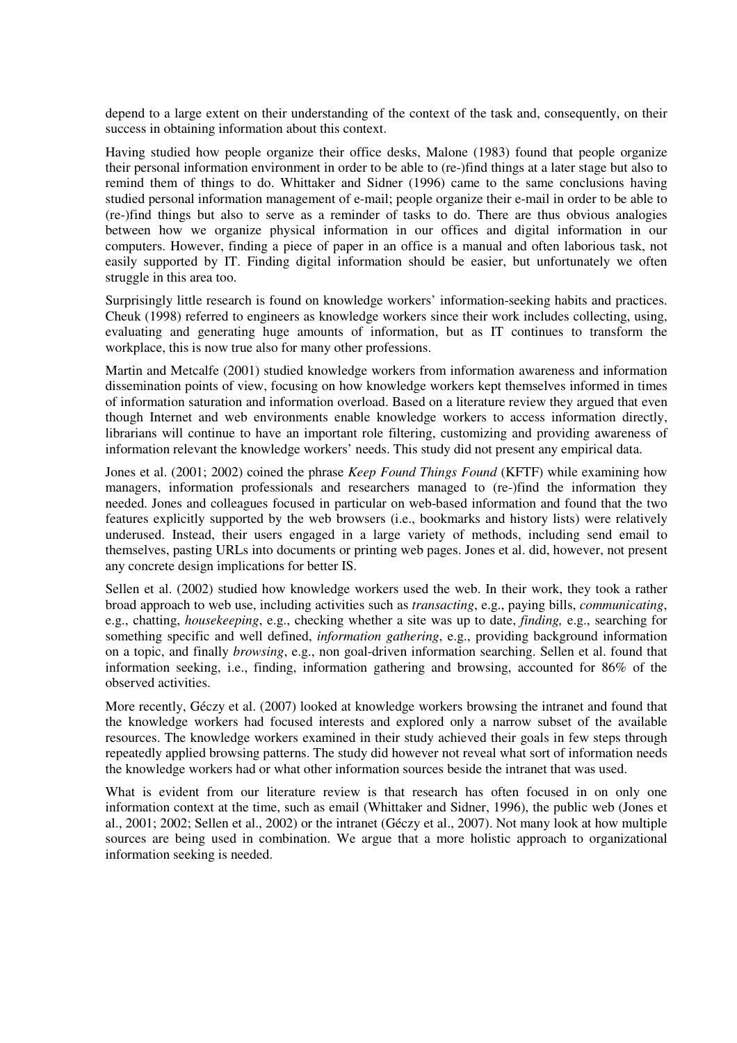depend to a large extent on their understanding of the context of the task and, consequently, on their success in obtaining information about this context.

Having studied how people organize their office desks, Malone (1983) found that people organize their personal information environment in order to be able to (re-)find things at a later stage but also to remind them of things to do. Whittaker and Sidner (1996) came to the same conclusions having studied personal information management of e-mail; people organize their e-mail in order to be able to (re-)find things but also to serve as a reminder of tasks to do. There are thus obvious analogies between how we organize physical information in our offices and digital information in our computers. However, finding a piece of paper in an office is a manual and often laborious task, not easily supported by IT. Finding digital information should be easier, but unfortunately we often struggle in this area too.

Surprisingly little research is found on knowledge workers' information-seeking habits and practices. Cheuk (1998) referred to engineers as knowledge workers since their work includes collecting, using, evaluating and generating huge amounts of information, but as IT continues to transform the workplace, this is now true also for many other professions.

Martin and Metcalfe (2001) studied knowledge workers from information awareness and information dissemination points of view, focusing on how knowledge workers kept themselves informed in times of information saturation and information overload. Based on a literature review they argued that even though Internet and web environments enable knowledge workers to access information directly, librarians will continue to have an important role filtering, customizing and providing awareness of information relevant the knowledge workers' needs. This study did not present any empirical data.

Jones et al. (2001; 2002) coined the phrase *Keep Found Things Found* (KFTF) while examining how managers, information professionals and researchers managed to (re-)find the information they needed. Jones and colleagues focused in particular on web-based information and found that the two features explicitly supported by the web browsers (i.e., bookmarks and history lists) were relatively underused. Instead, their users engaged in a large variety of methods, including send email to themselves, pasting URLs into documents or printing web pages. Jones et al. did, however, not present any concrete design implications for better IS.

Sellen et al. (2002) studied how knowledge workers used the web. In their work, they took a rather broad approach to web use, including activities such as *transacting*, e.g., paying bills, *communicating*, e.g., chatting, *housekeeping*, e.g., checking whether a site was up to date, *finding,* e.g., searching for something specific and well defined, *information gathering*, e.g., providing background information on a topic, and finally *browsing*, e.g., non goal-driven information searching. Sellen et al. found that information seeking, i.e., finding, information gathering and browsing, accounted for 86% of the observed activities.

More recently, Géczy et al. (2007) looked at knowledge workers browsing the intranet and found that the knowledge workers had focused interests and explored only a narrow subset of the available resources. The knowledge workers examined in their study achieved their goals in few steps through repeatedly applied browsing patterns. The study did however not reveal what sort of information needs the knowledge workers had or what other information sources beside the intranet that was used.

What is evident from our literature review is that research has often focused in on only one information context at the time, such as email (Whittaker and Sidner, 1996), the public web (Jones et al., 2001; 2002; Sellen et al., 2002) or the intranet (Géczy et al., 2007). Not many look at how multiple sources are being used in combination. We argue that a more holistic approach to organizational information seeking is needed.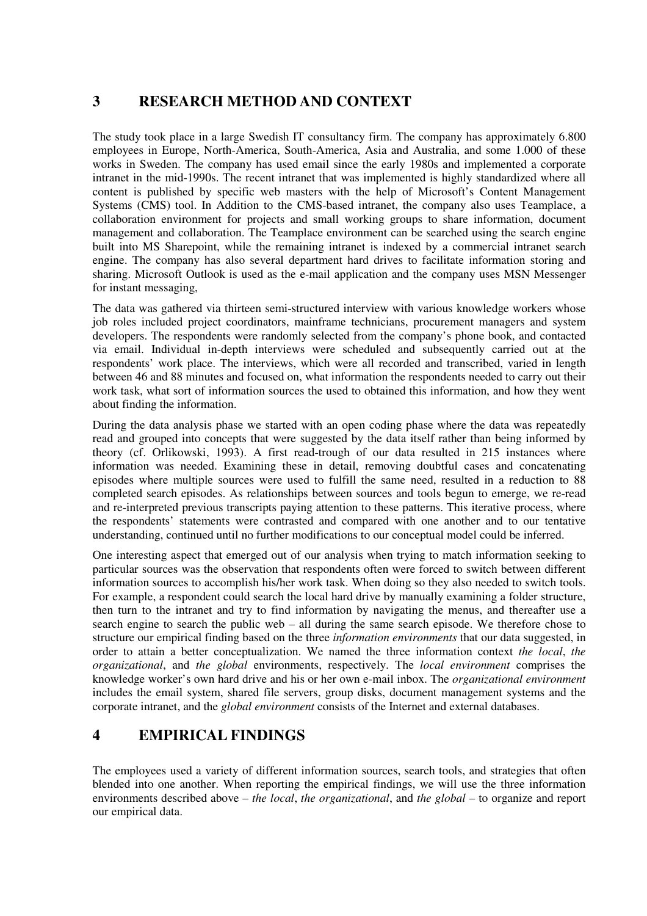## 3 RESEARCH METHOD AND CONTEXT

The study took place in a large Swedish IT consultancy firm. The company has approximately 6.800 employees in Europe, North-America, South-America, Asia and Australia, and some 1.000 of these works in Sweden. The company has used email since the early 1980s and implemented a corporate intranet in the mid-1990s. The recent intranet that was implemented is highly standardized where all content is published by specific web masters with the help of Microsoft's Content Management Systems (CMS) tool. In Addition to the CMS-based intranet, the company also uses Teamplace, a collaboration environment for projects and small working groups to share information, document management and collaboration. The Teamplace environment can be searched using the search engine built into MS Sharepoint, while the remaining intranet is indexed by a commercial intranet search engine. The company has also several department hard drives to facilitate information storing and sharing. Microsoft Outlook is used as the e-mail application and the company uses MSN Messenger for instant messaging,

The data was gathered via thirteen semi-structured interview with various knowledge workers whose job roles included project coordinators, mainframe technicians, procurement managers and system developers. The respondents were randomly selected from the company's phone book, and contacted via email. Individual in-depth interviews were scheduled and subsequently carried out at the respondents' work place. The interviews, which were all recorded and transcribed, varied in length between 46 and 88 minutes and focused on, what information the respondents needed to carry out their work task, what sort of information sources the used to obtained this information, and how they went about finding the information.

During the data analysis phase we started with an open coding phase where the data was repeatedly read and grouped into concepts that were suggested by the data itself rather than being informed by theory (cf. Orlikowski, 1993). A first read-trough of our data resulted in 215 instances where information was needed. Examining these in detail, removing doubtful cases and concatenating episodes where multiple sources were used to fulfill the same need, resulted in a reduction to 88 completed search episodes. As relationships between sources and tools begun to emerge, we re-read and re-interpreted previous transcripts paying attention to these patterns. This iterative process, where the respondents' statements were contrasted and compared with one another and to our tentative understanding, continued until no further modifications to our conceptual model could be inferred.

One interesting aspect that emerged out of our analysis when trying to match information seeking to particular sources was the observation that respondents often were forced to switch between different information sources to accomplish his/her work task. When doing so they also needed to switch tools. For example, a respondent could search the local hard drive by manually examining a folder structure, then turn to the intranet and try to find information by navigating the menus, and thereafter use a search engine to search the public web – all during the same search episode. We therefore chose to structure our empirical finding based on the three *information environments* that our data suggested, in order to attain a better conceptualization. We named the three information context *the local*, *the organizational*, and *the global* environments, respectively. The *local environment* comprises the knowledge worker's own hard drive and his or her own e-mail inbox. The *organizational environment* includes the email system, shared file servers, group disks, document management systems and the corporate intranet, and the *global environment* consists of the Internet and external databases.

## 4 EMPIRICAL FINDINGS

The employees used a variety of different information sources, search tools, and strategies that often blended into one another. When reporting the empirical findings, we will use the three information environments described above – *the local*, *the organizational*, and *the global* – to organize and report our empirical data.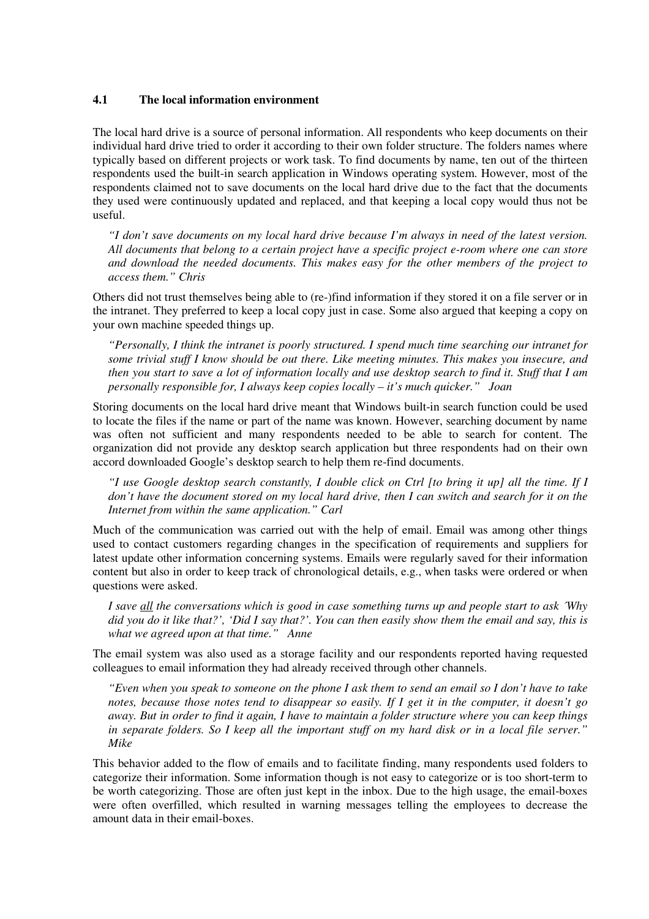### 4.1 The local information environment

The local hard drive is a source of personal information. All respondents who keep documents on their individual hard drive tried to order it according to their own folder structure. The folders names where typically based on different projects or work task. To find documents by name, ten out of the thirteen respondents used the built-in search application in Windows operating system. However, most of the respondents claimed not to save documents on the local hard drive due to the fact that the documents they used were continuously updated and replaced, and that keeping a local copy would thus not be useful.

> *"I don't save documents on my local hard drive because I'm always in need of the latest version. All documents that belong to a certain project have a specific project e-room where one can store and download the needed documents. This makes easy for the other members of the project to access them." Chris*

Others did not trust themselves being able to (re-)find information if they stored it on a file server or in the intranet. They preferred to keep a local copy just in case. Some also argued that keeping a copy on your own machine speeded things up.

> *"Personally, I think the intranet is poorly structured. I spend much time searching our intranet for some trivial stuff I know should be out there. Like meeting minutes. This makes you insecure, and then you start to save a lot of information locally and use desktop search to find it. Stuff that I am personally responsible for, I always keep copies locally – it's much quicker." Joan*

Storing documents on the local hard drive meant that Windows built-in search function could be used to locate the files if the name or part of the name was known. However, searching document by name was often not sufficient and many respondents needed to be able to search for content. The organization did not provide any desktop search application but three respondents had on their own accord downloaded Google's desktop search to help them re-find documents.

> *"I use Google desktop search constantly, I double click on Ctrl [to bring it up] all the time. If I don't have the document stored on my local hard drive, then I can switch and search for it on the Internet from within the same application." Carl*

Much of the communication was carried out with the help of email. Email was among other things used to contact customers regarding changes in the specification of requirements and suppliers for latest update other information concerning systems. Emails were regularly saved for their information content but also in order to keep track of chronological details, e.g., when tasks were ordered or when questions were asked.

> *I save <u>all</u> the conversations which is good in case something turns up and people start to ask ´Why did you do it like that?', 'Did I say that?'. You can then easily show them the email and say, this is what we agreed upon at that time." Anne*

The email system was also used as a storage facility and our respondents reported having requested colleagues to email information they had already received through other channels.

> *"Even when you speak to someone on the phone I ask them to send an email so I don't have to take notes, because those notes tend to disappear so easily. If I get it in the computer, it doesn't go away. But in order to find it again, I have to maintain a folder structure where you can keep things in separate folders. So I keep all the important stuff on my hard disk or in a local file server." Mike*

This behavior added to the flow of emails and to facilitate finding, many respondents used folders to categorize their information. Some information though is not easy to categorize or is too short-term to be worth categorizing. Those are often just kept in the inbox. Due to the high usage, the email-boxes were often overfilled, which resulted in warning messages telling the employees to decrease the amount data in their email-boxes.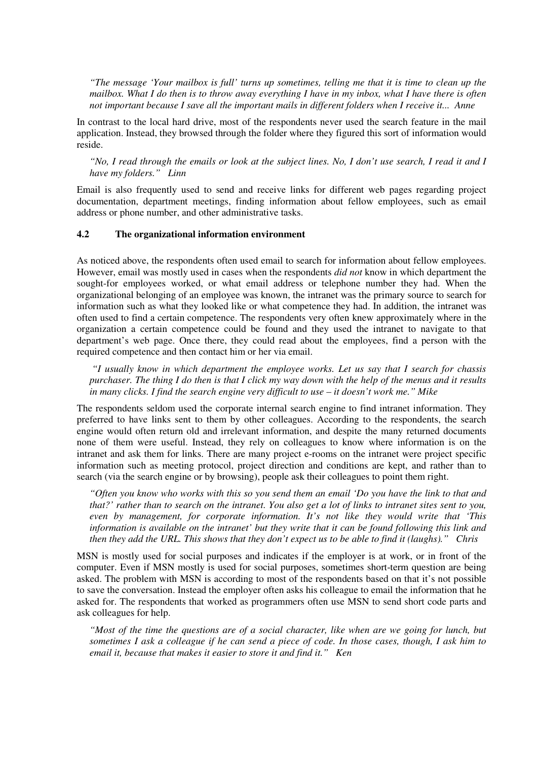*"The message 'Your mailbox is full' turns up sometimes, telling me that it is time to clean up the mailbox. What I do then is to throw away everything I have in my inbox, what I have there is often not important because I save all the important mails in different folders when I receive it... Anne*

In contrast to the local hard drive, most of the respondents never used the search feature in the mail application. Instead, they browsed through the folder where they figured this sort of information would reside.

*"No, I read through the emails or look at the subject lines. No, I don't use search, I read it and I have my folders." Linn*

Email is also frequently used to send and receive links for different web pages regarding project documentation, department meetings, finding information about fellow employees, such as email address or phone number, and other administrative tasks.

### 4.2 The organizational information environment

As noticed above, the respondents often used email to search for information about fellow employees. However, email was mostly used in cases when the respondents *did not* know in which department the sought-for employees worked, or what email address or telephone number they had. When the organizational belonging of an employee was known, the intranet was the primary source to search for information such as what they looked like or what competence they had. In addition, the intranet was often used to find a certain competence. The respondents very often knew approximately where in the organization a certain competence could be found and they used the intranet to navigate to that department's web page. Once there, they could read about the employees, find a person with the required competence and then contact him or her via email.

*"I usually know in which department the employee works. Let us say that I search for chassis purchaser. The thing I do then is that I click my way down with the help of the menus and it results in many clicks. I find the search engine very difficult to use – it doesn't work me." Mike*

The respondents seldom used the corporate internal search engine to find intranet information. They preferred to have links sent to them by other colleagues. According to the respondents, the search engine would often return old and irrelevant information, and despite the many returned documents none of them were useful. Instead, they rely on colleagues to know where information is on the intranet and ask them for links. There are many project e-rooms on the intranet were project specific information such as meeting protocol, project direction and conditions are kept, and rather than to search (via the search engine or by browsing), people ask their colleagues to point them right.

*"Often you know who works with this so you send them an email 'Do you have the link to that and that?' rather than to search on the intranet. You also get a lot of links to intranet sites sent to you, even by management, for corporate information. It's not like they would write that 'This information is available on the intranet' but they write that it can be found following this link and then they add the URL. This shows that they don't expect us to be able to find it (laughs)." Chris*

MSN is mostly used for social purposes and indicates if the employer is at work, or in front of the computer. Even if MSN mostly is used for social purposes, sometimes short-term question are being asked. The problem with MSN is according to most of the respondents based on that it's not possible to save the conversation. Instead the employer often asks his colleague to email the information that he asked for. The respondents that worked as programmers often use MSN to send short code parts and ask colleagues for help.

*"Most of the time the questions are of a social character, like when are we going for lunch, but sometimes I ask a colleague if he can send a piece of code. In those cases, though, I ask him to email it, because that makes it easier to store it and find it." Ken*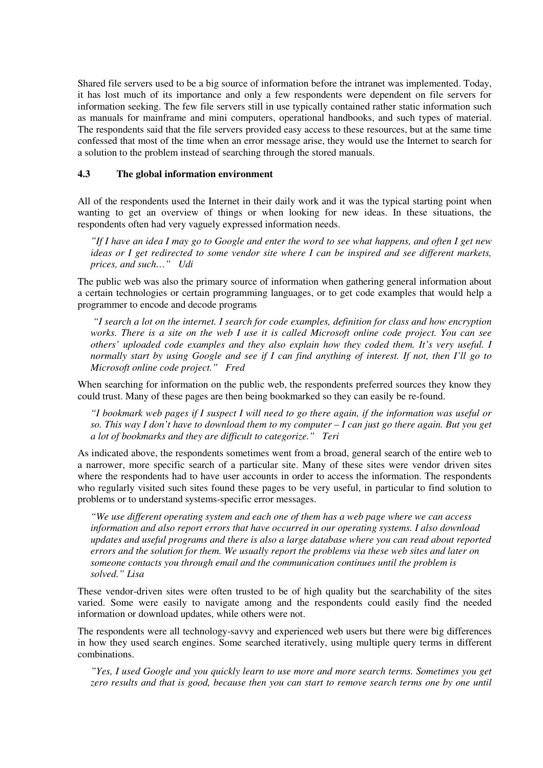Shared file servers used to be a big source of information before the intranet was implemented. Today, it has lost much of its importance and only a few respondents were dependent on file servers for information seeking. The few file servers still in use typically contained rather static information such as manuals for mainframe and mini computers, operational handbooks, and such types of material. The respondents said that the file servers provided easy access to these resources, but at the same time confessed that most of the time when an error message arise, they would use the Internet to search for a solution to the problem instead of searching through the stored manuals.

### 4.3 The global information environment

All of the respondents used the Internet in their daily work and it was the typical starting point when wanting to get an overview of things or when looking for new ideas. In these situations, the respondents often had very vaguely expressed information needs.

> *"If I have an idea I may go to Google and enter the word to see what happens, and often I get new ideas or I get redirected to some vendor site where I can be inspired and see different markets, prices, and such…" Udi*

The public web was also the primary source of information when gathering general information about a certain technologies or certain programming languages, or to get code examples that would help a programmer to encode and decode programs

> *"I search a lot on the internet. I search for code examples, definition for class and how encryption works. There is a site on the web I use it is called Microsoft online code project. You can see others' uploaded code examples and they also explain how they coded them. It's very useful. I normally start by using Google and see if I can find anything of interest. If not, then I'll go to Microsoft online code project." Fred*

When searching for information on the public web, the respondents preferred sources they know they could trust. Many of these pages are then being bookmarked so they can easily be re-found.

> *"I bookmark web pages if I suspect I will need to go there again, if the information was useful or so. This way I don't have to download them to my computer – I can just go there again. But you get a lot of bookmarks and they are difficult to categorize." Teri*

As indicated above, the respondents sometimes went from a broad, general search of the entire web to a narrower, more specific search of a particular site. Many of these sites were vendor driven sites where the respondents had to have user accounts in order to access the information. The respondents who regularly visited such sites found these pages to be very useful, in particular to find solution to problems or to understand systems-specific error messages.

> *"We use different operating system and each one of them has a web page where we can access information and also report errors that have occurred in our operating systems. I also download updates and useful programs and there is also a large database where you can read about reported errors and the solution for them. We usually report the problems via these web sites and later on someone contacts you through email and the communication continues until the problem is solved." Lisa*

These vendor-driven sites were often trusted to be of high quality but the searchability of the sites varied. Some were easily to navigate among and the respondents could easily find the needed information or download updates, while others were not.

The respondents were all technology-savvy and experienced web users but there were big differences in how they used search engines. Some searched iteratively, using multiple query terms in different combinations.

> *"Yes, I used Google and you quickly learn to use more and more search terms. Sometimes you get zero results and that is good, because then you can start to remove search terms one by one until*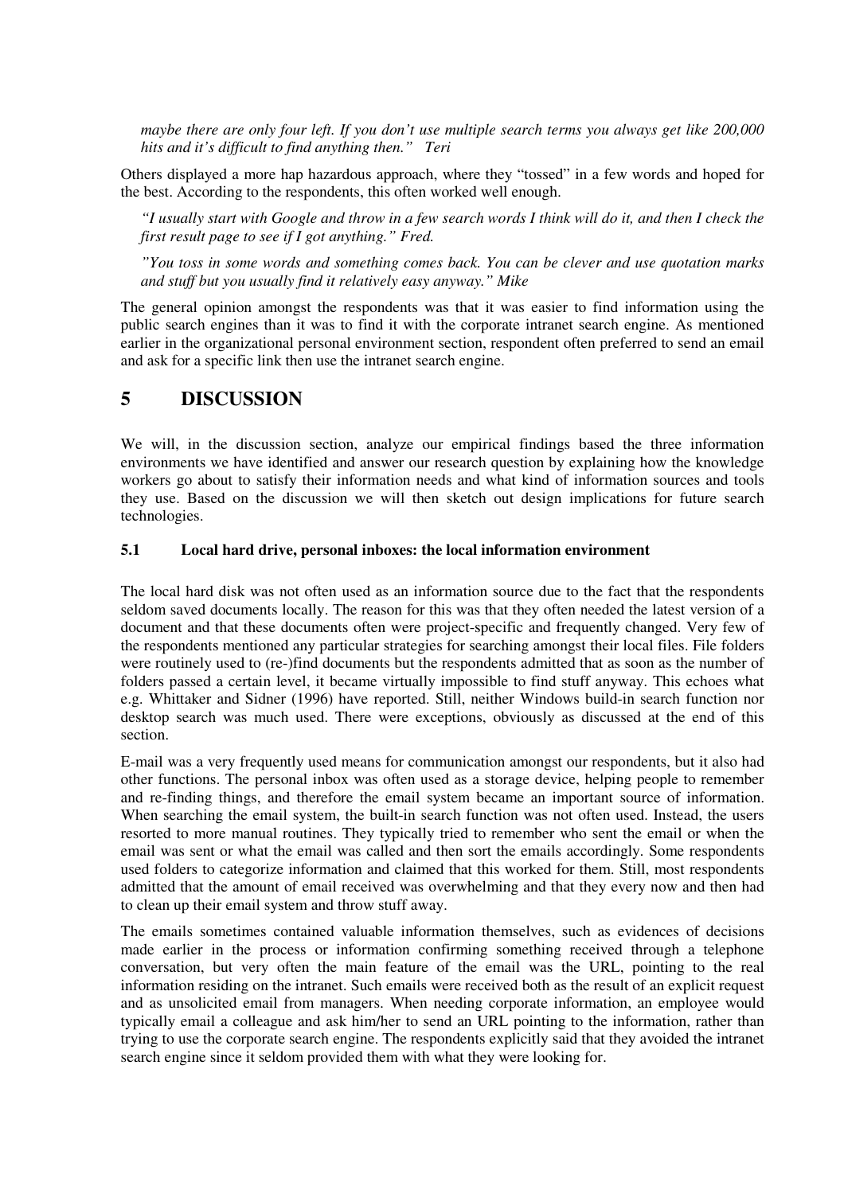*maybe there are only four left. If you don't use multiple search terms you always get like 200,000 hits and it's difficult to find anything then." Teri*

Others displayed a more hap hazardous approach, where they "tossed" in a few words and hoped for the best. According to the respondents, this often worked well enough.

*"I usually start with Google and throw in a few search words I think will do it, and then I check the first result page to see if I got anything." Fred.*

*"You toss in some words and something comes back. You can be clever and use quotation marks and stuff but you usually find it relatively easy anyway." Mike*

The general opinion amongst the respondents was that it was easier to find information using the public search engines than it was to find it with the corporate intranet search engine. As mentioned earlier in the organizational personal environment section, respondent often preferred to send an email and ask for a specific link then use the intranet search engine.

# 5 DISCUSSION

We will, in the discussion section, analyze our empirical findings based the three information environments we have identified and answer our research question by explaining how the knowledge workers go about to satisfy their information needs and what kind of information sources and tools they use. Based on the discussion we will then sketch out design implications for future search technologies.

### 5.1 Local hard drive, personal inboxes: the local information environment

The local hard disk was not often used as an information source due to the fact that the respondents seldom saved documents locally. The reason for this was that they often needed the latest version of a document and that these documents often were project-specific and frequently changed. Very few of the respondents mentioned any particular strategies for searching amongst their local files. File folders were routinely used to (re-)find documents but the respondents admitted that as soon as the number of folders passed a certain level, it became virtually impossible to find stuff anyway. This echoes what e.g. Whittaker and Sidner (1996) have reported. Still, neither Windows build-in search function nor desktop search was much used. There were exceptions, obviously as discussed at the end of this section.

E-mail was a very frequently used means for communication amongst our respondents, but it also had other functions. The personal inbox was often used as a storage device, helping people to remember and re-finding things, and therefore the email system became an important source of information. When searching the email system, the built-in search function was not often used. Instead, the users resorted to more manual routines. They typically tried to remember who sent the email or when the email was sent or what the email was called and then sort the emails accordingly. Some respondents used folders to categorize information and claimed that this worked for them. Still, most respondents admitted that the amount of email received was overwhelming and that they every now and then had to clean up their email system and throw stuff away.

The emails sometimes contained valuable information themselves, such as evidences of decisions made earlier in the process or information confirming something received through a telephone conversation, but very often the main feature of the email was the URL, pointing to the real information residing on the intranet. Such emails were received both as the result of an explicit request and as unsolicited email from managers. When needing corporate information, an employee would typically email a colleague and ask him/her to send an URL pointing to the information, rather than trying to use the corporate search engine. The respondents explicitly said that they avoided the intranet search engine since it seldom provided them with what they were looking for.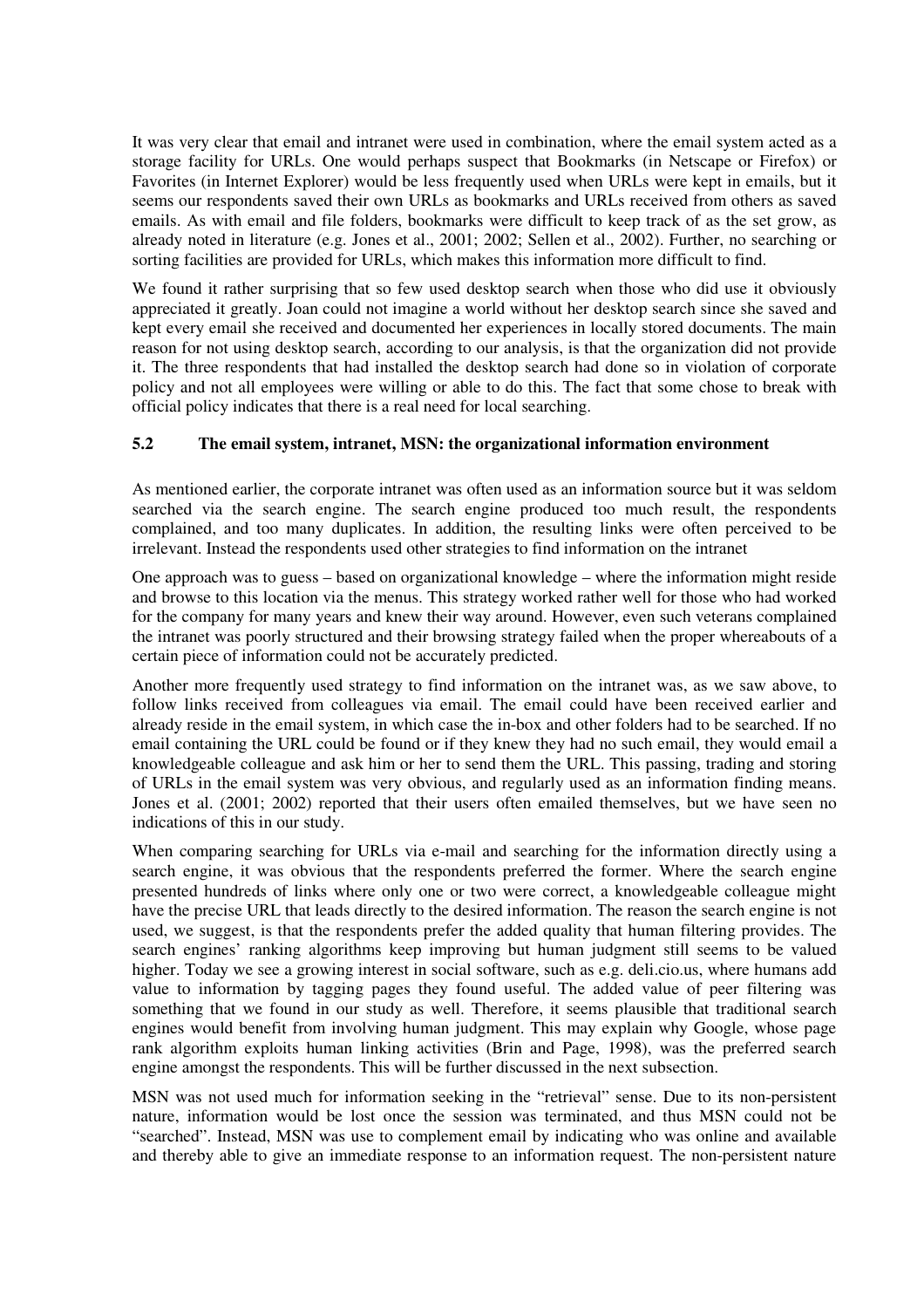It was very clear that email and intranet were used in combination, where the email system acted as a storage facility for URLs. One would perhaps suspect that Bookmarks (in Netscape or Firefox) or Favorites (in Internet Explorer) would be less frequently used when URLs were kept in emails, but it seems our respondents saved their own URLs as bookmarks and URLs received from others as saved emails. As with email and file folders, bookmarks were difficult to keep track of as the set grow, as already noted in literature (e.g. Jones et al., 2001; 2002; Sellen et al., 2002). Further, no searching or sorting facilities are provided for URLs, which makes this information more difficult to find.

We found it rather surprising that so few used desktop search when those who did use it obviously appreciated it greatly. Joan could not imagine a world without her desktop search since she saved and kept every email she received and documented her experiences in locally stored documents. The main reason for not using desktop search, according to our analysis, is that the organization did not provide it. The three respondents that had installed the desktop search had done so in violation of corporate policy and not all employees were willing or able to do this. The fact that some chose to break with official policy indicates that there is a real need for local searching.

### 5.2 The email system, intranet, MSN: the organizational information environment

As mentioned earlier, the corporate intranet was often used as an information source but it was seldom searched via the search engine. The search engine produced too much result, the respondents complained, and too many duplicates. In addition, the resulting links were often perceived to be irrelevant. Instead the respondents used other strategies to find information on the intranet

One approach was to guess – based on organizational knowledge – where the information might reside and browse to this location via the menus. This strategy worked rather well for those who had worked for the company for many years and knew their way around. However, even such veterans complained the intranet was poorly structured and their browsing strategy failed when the proper whereabouts of a certain piece of information could not be accurately predicted.

Another more frequently used strategy to find information on the intranet was, as we saw above, to follow links received from colleagues via email. The email could have been received earlier and already reside in the email system, in which case the in-box and other folders had to be searched. If no email containing the URL could be found or if they knew they had no such email, they would email a knowledgeable colleague and ask him or her to send them the URL. This passing, trading and storing of URLs in the email system was very obvious, and regularly used as an information finding means. Jones et al. (2001; 2002) reported that their users often emailed themselves, but we have seen no indications of this in our study.

When comparing searching for URLs via e-mail and searching for the information directly using a search engine, it was obvious that the respondents preferred the former. Where the search engine presented hundreds of links where only one or two were correct, a knowledgeable colleague might have the precise URL that leads directly to the desired information. The reason the search engine is not used, we suggest, is that the respondents prefer the added quality that human filtering provides. The search engines' ranking algorithms keep improving but human judgment still seems to be valued higher. Today we see a growing interest in social software, such as e.g. deli.cio.us, where humans add value to information by tagging pages they found useful. The added value of peer filtering was something that we found in our study as well. Therefore, it seems plausible that traditional search engines would benefit from involving human judgment. This may explain why Google, whose page rank algorithm exploits human linking activities (Brin and Page, 1998), was the preferred search engine amongst the respondents. This will be further discussed in the next subsection.

MSN was not used much for information seeking in the "retrieval" sense. Due to its non-persistent nature, information would be lost once the session was terminated, and thus MSN could not be "searched". Instead, MSN was use to complement email by indicating who was online and available and thereby able to give an immediate response to an information request. The non-persistent nature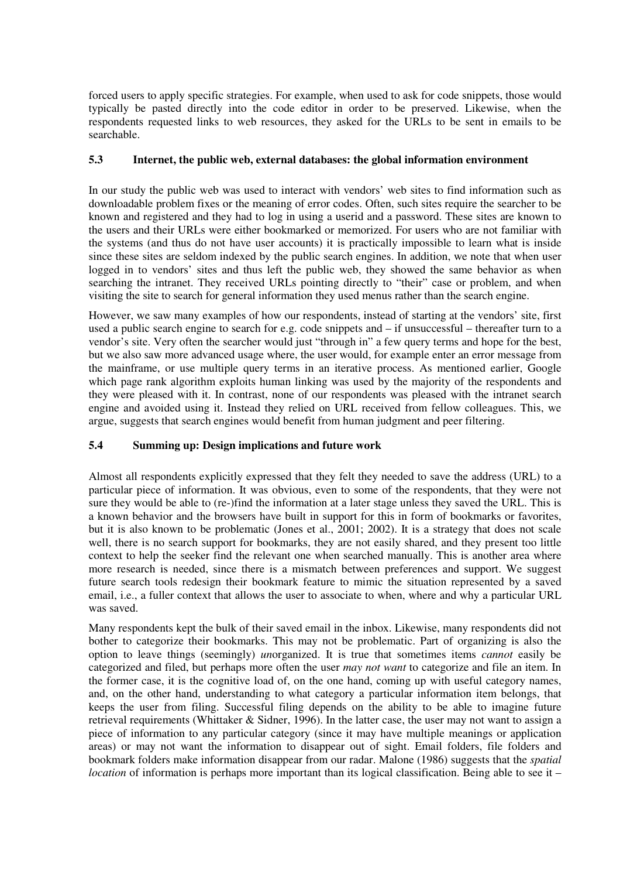forced users to apply specific strategies. For example, when used to ask for code snippets, those would typically be pasted directly into the code editor in order to be preserved. Likewise, when the respondents requested links to web resources, they asked for the URLs to be sent in emails to be searchable.

### 5.3 Internet, the public web, external databases: the global information environment

In our study the public web was used to interact with vendors' web sites to find information such as downloadable problem fixes or the meaning of error codes. Often, such sites require the searcher to be known and registered and they had to log in using a userid and a password. These sites are known to the users and their URLs were either bookmarked or memorized. For users who are not familiar with the systems (and thus do not have user accounts) it is practically impossible to learn what is inside since these sites are seldom indexed by the public search engines. In addition, we note that when user logged in to vendors' sites and thus left the public web, they showed the same behavior as when searching the intranet. They received URLs pointing directly to "their" case or problem, and when visiting the site to search for general information they used menus rather than the search engine.

However, we saw many examples of how our respondents, instead of starting at the vendors' site, first used a public search engine to search for e.g. code snippets and – if unsuccessful – thereafter turn to a vendor's site. Very often the searcher would just "through in" a few query terms and hope for the best, but we also saw more advanced usage where, the user would, for example enter an error message from the mainframe, or use multiple query terms in an iterative process. As mentioned earlier, Google which page rank algorithm exploits human linking was used by the majority of the respondents and they were pleased with it. In contrast, none of our respondents was pleased with the intranet search engine and avoided using it. Instead they relied on URL received from fellow colleagues. This, we argue, suggests that search engines would benefit from human judgment and peer filtering.

### 5.4 Summing up: Design implications and future work

Almost all respondents explicitly expressed that they felt they needed to save the address (URL) to a particular piece of information. It was obvious, even to some of the respondents, that they were not sure they would be able to (re-)find the information at a later stage unless they saved the URL. This is a known behavior and the browsers have built in support for this in form of bookmarks or favorites, but it is also known to be problematic (Jones et al., 2001; 2002). It is a strategy that does not scale well, there is no search support for bookmarks, they are not easily shared, and they present too little context to help the seeker find the relevant one when searched manually. This is another area where more research is needed, since there is a mismatch between preferences and support. We suggest future search tools redesign their bookmark feature to mimic the situation represented by a saved email, i.e., a fuller context that allows the user to associate to when, where and why a particular URL was saved.

Many respondents kept the bulk of their saved email in the inbox. Likewise, many respondents did not bother to categorize their bookmarks. This may not be problematic. Part of organizing is also the option to leave things (seemingly) *un*organized. It is true that sometimes items *cannot* easily be categorized and filed, but perhaps more often the user *may not want* to categorize and file an item. In the former case, it is the cognitive load of, on the one hand, coming up with useful category names, and, on the other hand, understanding to what category a particular information item belongs, that keeps the user from filing. Successful filing depends on the ability to be able to imagine future retrieval requirements (Whittaker & Sidner, 1996). In the latter case, the user may not want to assign a piece of information to any particular category (since it may have multiple meanings or application areas) or may not want the information to disappear out of sight. Email folders, file folders and bookmark folders make information disappear from our radar. Malone (1986) suggests that the *spatial location* of information is perhaps more important than its logical classification. Being able to see it –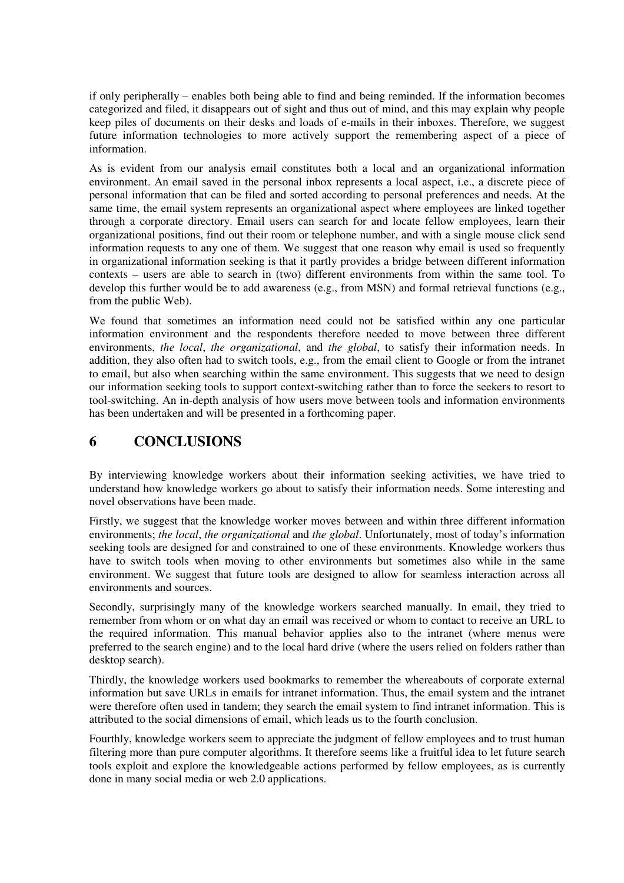if only peripherally – enables both being able to find and being reminded. If the information becomes categorized and filed, it disappears out of sight and thus out of mind, and this may explain why people keep piles of documents on their desks and loads of e-mails in their inboxes. Therefore, we suggest future information technologies to more actively support the remembering aspect of a piece of information.

As is evident from our analysis email constitutes both a local and an organizational information environment. An email saved in the personal inbox represents a local aspect, i.e., a discrete piece of personal information that can be filed and sorted according to personal preferences and needs. At the same time, the email system represents an organizational aspect where employees are linked together through a corporate directory. Email users can search for and locate fellow employees, learn their organizational positions, find out their room or telephone number, and with a single mouse click send information requests to any one of them. We suggest that one reason why email is used so frequently in organizational information seeking is that it partly provides a bridge between different information contexts – users are able to search in (two) different environments from within the same tool. To develop this further would be to add awareness (e.g., from MSN) and formal retrieval functions (e.g., from the public Web).

We found that sometimes an information need could not be satisfied within any one particular information environment and the respondents therefore needed to move between three different environments, *the local*, *the organizational*, and *the global*, to satisfy their information needs. In addition, they also often had to switch tools, e.g., from the email client to Google or from the intranet to email, but also when searching within the same environment. This suggests that we need to design our information seeking tools to support context-switching rather than to force the seekers to resort to tool-switching. An in-depth analysis of how users move between tools and information environments has been undertaken and will be presented in a forthcoming paper.

# 6 CONCLUSIONS

By interviewing knowledge workers about their information seeking activities, we have tried to understand how knowledge workers go about to satisfy their information needs. Some interesting and novel observations have been made.

Firstly, we suggest that the knowledge worker moves between and within three different information environments; *the local*, *the organizational* and *the global*. Unfortunately, most of today's information seeking tools are designed for and constrained to one of these environments. Knowledge workers thus have to switch tools when moving to other environments but sometimes also while in the same environment. We suggest that future tools are designed to allow for seamless interaction across all environments and sources.

Secondly, surprisingly many of the knowledge workers searched manually. In email, they tried to remember from whom or on what day an email was received or whom to contact to receive an URL to the required information. This manual behavior applies also to the intranet (where menus were preferred to the search engine) and to the local hard drive (where the users relied on folders rather than desktop search).

Thirdly, the knowledge workers used bookmarks to remember the whereabouts of corporate external information but save URLs in emails for intranet information. Thus, the email system and the intranet were therefore often used in tandem; they search the email system to find intranet information. This is attributed to the social dimensions of email, which leads us to the fourth conclusion.

Fourthly, knowledge workers seem to appreciate the judgment of fellow employees and to trust human filtering more than pure computer algorithms. It therefore seems like a fruitful idea to let future search tools exploit and explore the knowledgeable actions performed by fellow employees, as is currently done in many social media or web 2.0 applications.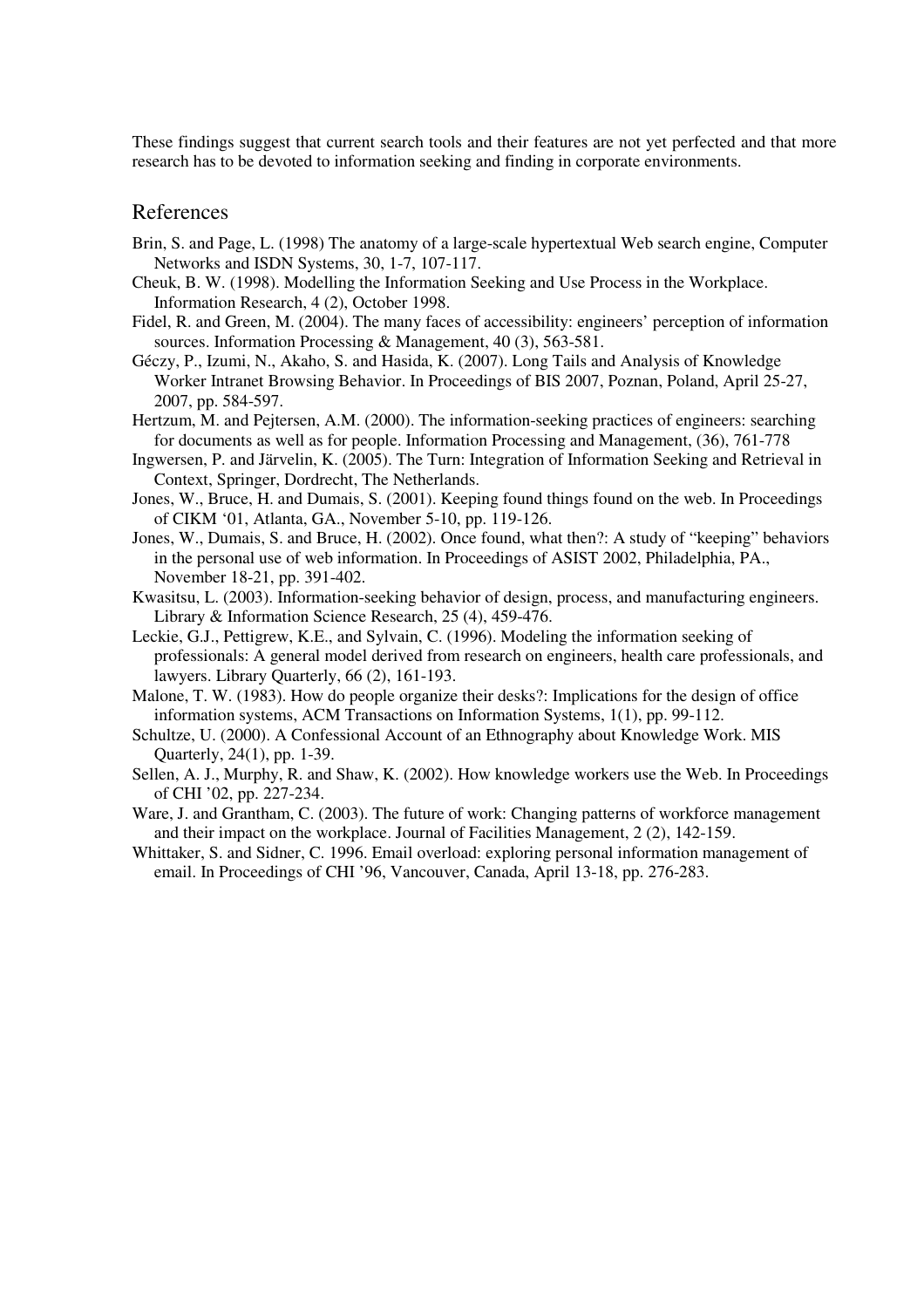These findings suggest that current search tools and their features are not yet perfected and that more research has to be devoted to information seeking and finding in corporate environments.

## References

Brin, S. and Page, L. (1998) The anatomy of a large-scale hypertextual Web search engine, Computer Networks and ISDN Systems, 30, 1-7, 107-117.

Cheuk, B. W. (1998). Modelling the Information Seeking and Use Process in the Workplace. Information Research, 4 (2), October 1998.

Fidel, R. and Green, M. (2004). The many faces of accessibility: engineers' perception of information sources. Information Processing & Management, 40 (3), 563-581.

Géczy, P., Izumi, N., Akaho, S. and Hasida, K. (2007). Long Tails and Analysis of Knowledge Worker Intranet Browsing Behavior. In Proceedings of BIS 2007, Poznan, Poland, April 25-27, 2007, pp. 584-597.

Hertzum, M. and Pejtersen, A.M. (2000). The information-seeking practices of engineers: searching for documents as well as for people. Information Processing and Management, (36), 761-778

Ingwersen, P. and Järvelin, K. (2005). The Turn: Integration of Information Seeking and Retrieval in Context, Springer, Dordrecht, The Netherlands.

Jones, W., Bruce, H. and Dumais, S. (2001). Keeping found things found on the web. In Proceedings of CIKM '01, Atlanta, GA., November 5-10, pp. 119-126.

Jones, W., Dumais, S. and Bruce, H. (2002). Once found, what then?: A study of "keeping" behaviors in the personal use of web information. In Proceedings of ASIST 2002, Philadelphia, PA., November 18-21, pp. 391-402.

Kwasitsu, L. (2003). Information-seeking behavior of design, process, and manufacturing engineers. Library & Information Science Research, 25 (4), 459-476.

Leckie, G.J., Pettigrew, K.E., and Sylvain, C. (1996). Modeling the information seeking of professionals: A general model derived from research on engineers, health care professionals, and lawyers. Library Quarterly, 66 (2), 161-193.

Malone, T. W. (1983). How do people organize their desks?: Implications for the design of office information systems, ACM Transactions on Information Systems, 1(1), pp. 99-112.

Schultze, U. (2000). A Confessional Account of an Ethnography about Knowledge Work. MIS Quarterly, 24(1), pp. 1-39.

Sellen, A. J., Murphy, R. and Shaw, K. (2002). How knowledge workers use the Web. In Proceedings of CHI '02, pp. 227-234.

Ware, J. and Grantham, C. (2003). The future of work: Changing patterns of workforce management and their impact on the workplace. Journal of Facilities Management, 2 (2), 142-159.

Whittaker, S. and Sidner, C. 1996. Email overload: exploring personal information management of email. In Proceedings of CHI '96, Vancouver, Canada, April 13-18, pp. 276-283.